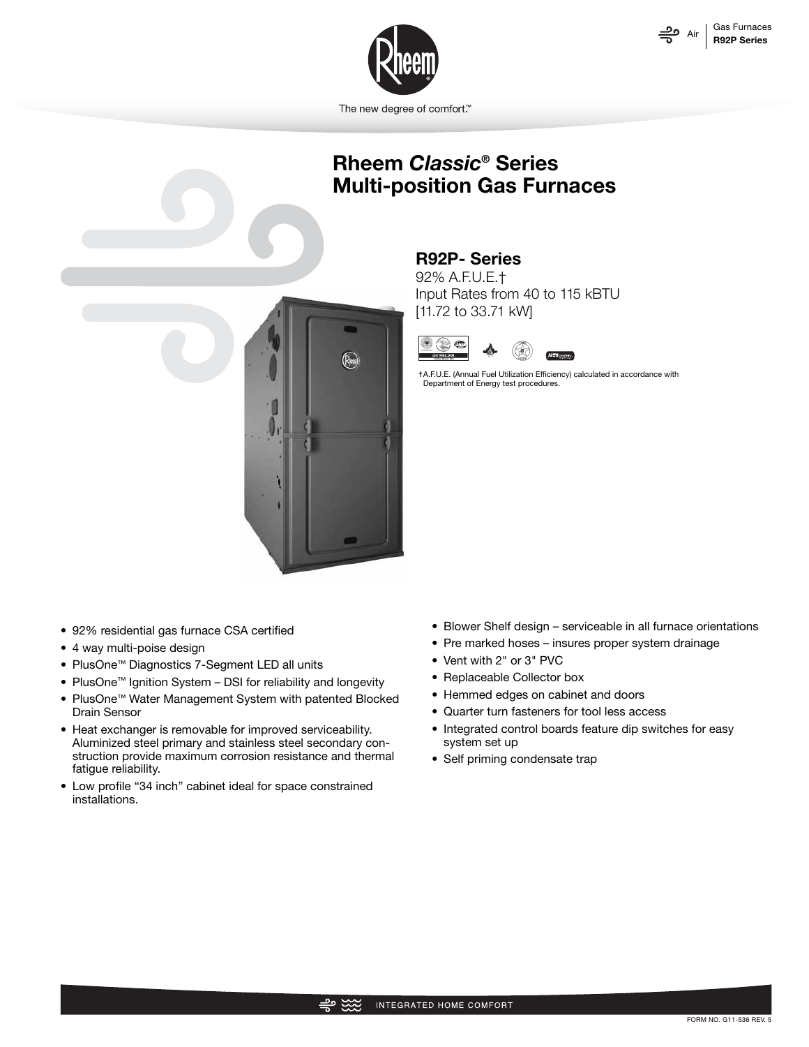# Rheem *Classic*® Series Multi-position Gas Furnaces

## R92P- Series

92% A.F.U.E.†
Input Rates from 40 to 115 kBTU
[11.72 to 33.71 kW]

†A.F.U.E. (Annual Fuel Utilization Efficiency) calculated in accordance with Department of Energy test procedures.

- 92% residential gas furnace CSA certified
- 4 way multi-poise design
- PlusOne™ Diagnostics 7-Segment LED all units
- PlusOne™ Ignition System – DSI for reliability and longevity
- PlusOne™ Water Management System with patented Blocked Drain Sensor
- Heat exchanger is removable for improved serviceability. Aluminized steel primary and stainless steel secondary construction provide maximum corrosion resistance and thermal fatigue reliability.
- Low profile "34 inch" cabinet ideal for space constrained installations.
- Blower Shelf design – serviceable in all furnace orientations
- Pre marked hoses – insures proper system drainage
- Vent with 2" or 3" PVC
- Replaceable Collector box
- Hemmed edges on cabinet and doors
- Quarter turn fasteners for tool less access
- Integrated control boards feature dip switches for easy system set up
- Self priming condensate trap

FORM NO. G11-536 REV. 5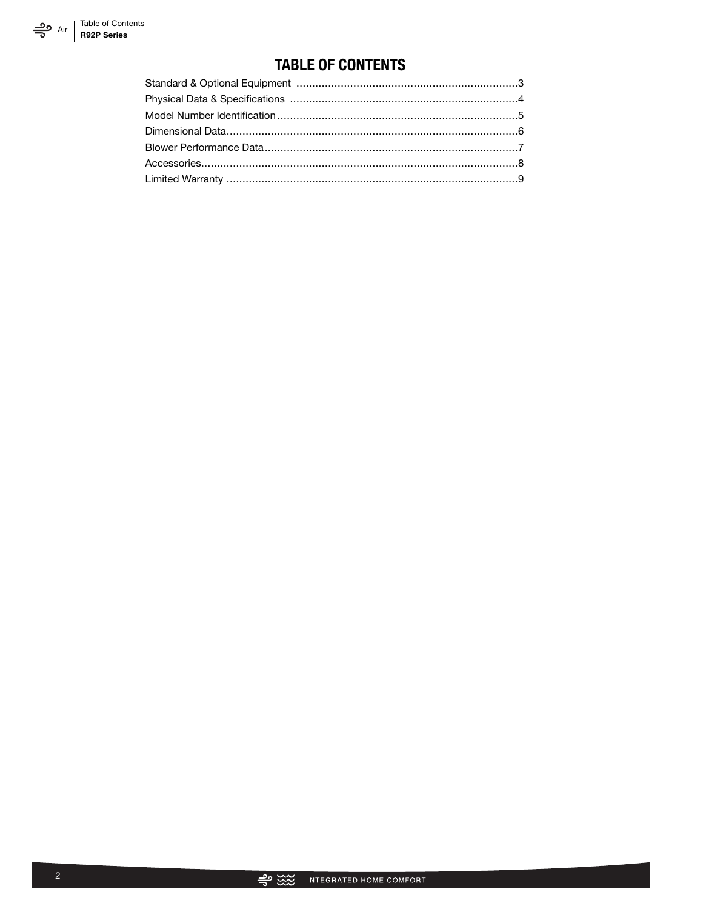# TABLE OF CONTENTS

Standard & Optional Equipment ......................................................................3
Physical Data & Specifications ........................................................................4
Model Number Identification ............................................................................5
Dimensional Data............................................................................................6
Blower Performance Data................................................................................7
Accessories....................................................................................................8
Limited Warranty ............................................................................................9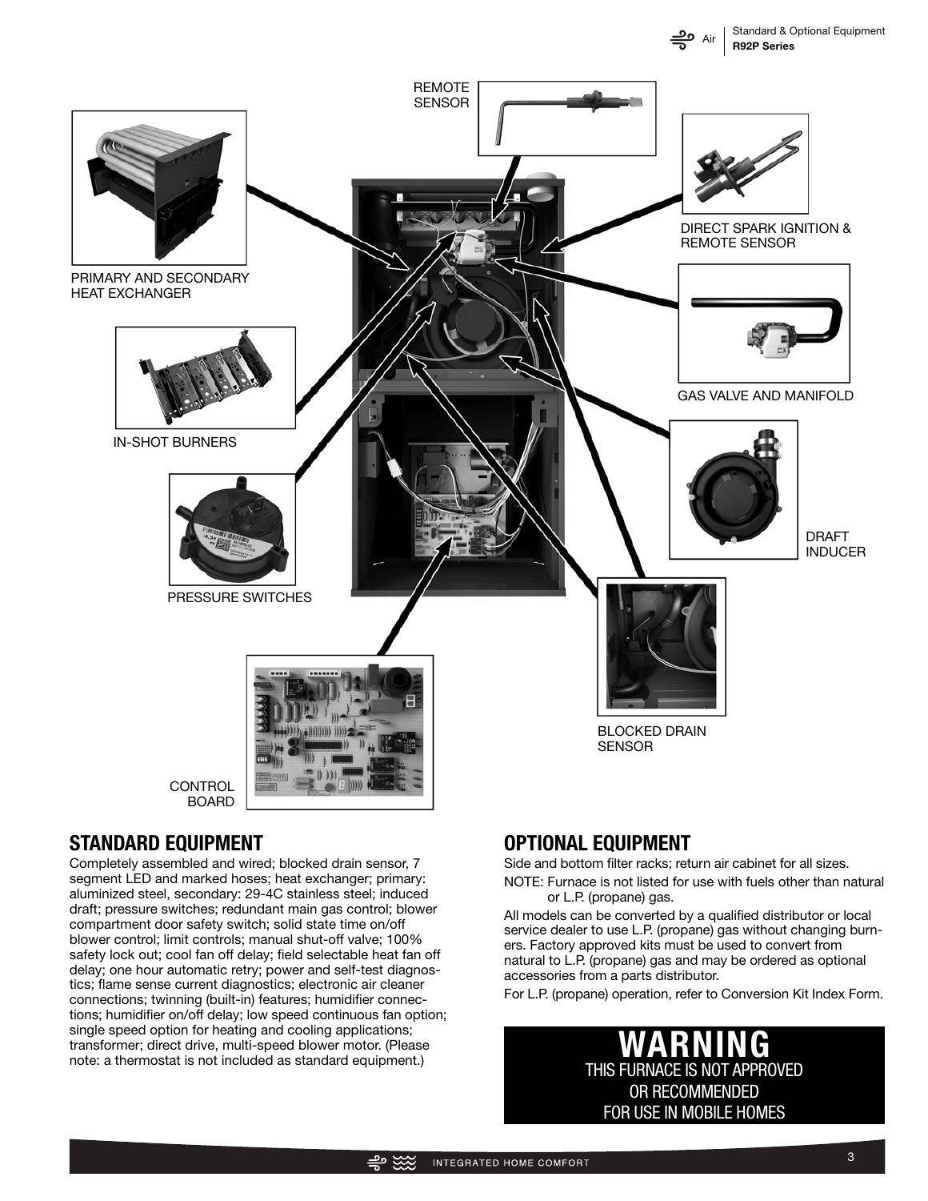REMOTE SENSOR

PRIMARY AND SECONDARY HEAT EXCHANGER

DIRECT SPARK IGNITION & REMOTE SENSOR

GAS VALVE AND MANIFOLD

IN-SHOT BURNERS

DRAFT INDUCER

PRESSURE SWITCHES

BLOCKED DRAIN SENSOR

CONTROL BOARD

## STANDARD EQUIPMENT

Completely assembled and wired; blocked drain sensor, 7 segment LED and marked hoses; heat exchanger; primary: aluminized steel, secondary: 29-4C stainless steel; induced draft; pressure switches; redundant main gas control; blower compartment door safety switch; solid state time on/off blower control; limit controls; manual shut-off valve; 100% safety lock out; cool fan off delay; field selectable heat fan off delay; one hour automatic retry; power and self-test diagnostics; flame sense current diagnostics; electronic air cleaner connections; twinning (built-in) features; humidifier connections; humidifier on/off delay; low speed continuous fan option; single speed option for heating and cooling applications; transformer; direct drive, multi-speed blower motor. (Please note: a thermostat is not included as standard equipment.)

## OPTIONAL EQUIPMENT

Side and bottom filter racks; return air cabinet for all sizes.

NOTE: Furnace is not listed for use with fuels other than natural or L.P. (propane) gas.

All models can be converted by a qualified distributor or local service dealer to use L.P. (propane) gas without changing burners. Factory approved kits must be used to convert from natural to L.P. (propane) gas and may be ordered as optional accessories from a parts distributor.

For L.P. (propane) operation, refer to Conversion Kit Index Form.

**WARNING**

THIS FURNACE IS NOT APPROVED OR RECOMMENDED FOR USE IN MOBILE HOMES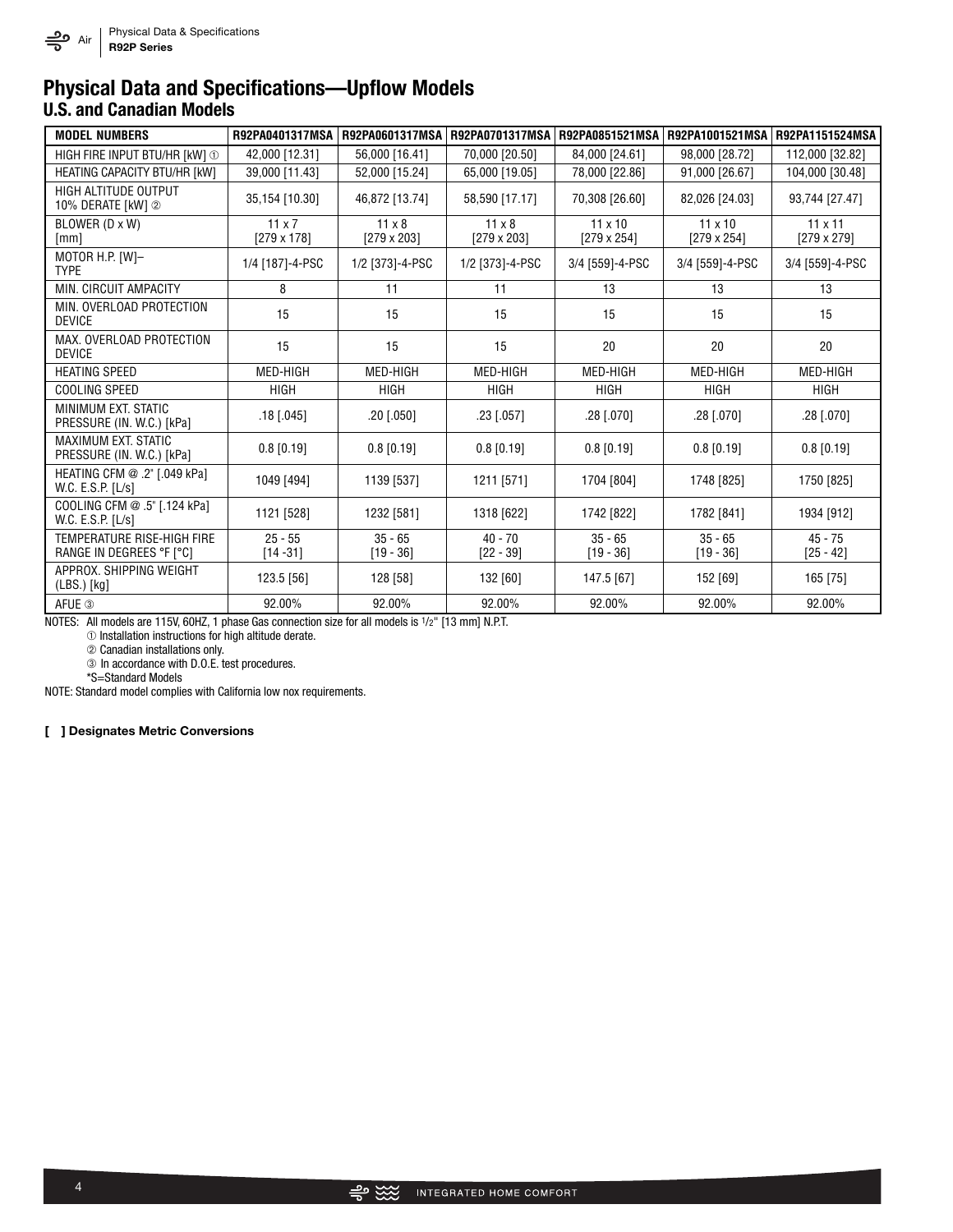# Physical Data and Specifications—Upflow Models

## U.S. and Canadian Models

| MODEL NUMBERS | R92PA0401317MSA | R92PA0601317MSA | R92PA0701317MSA | R92PA0851521MSA | R92PA1001521MSA | R92PA1151524MSA |
|---|---|---|---|---|---|---|
| HIGH FIRE INPUT BTU/HR [kW] ① | 42,000 [12.31] | 56,000 [16.41] | 70,000 [20.50] | 84,000 [24.61] | 98,000 [28.72] | 112,000 [32.82] |
| HEATING CAPACITY BTU/HR [kW] | 39,000 [11.43] | 52,000 [15.24] | 65,000 [19.05] | 78,000 [22.86] | 91,000 [26.67] | 104,000 [30.48] |
| HIGH ALTITUDE OUTPUT 10% DERATE [kW] ② | 35,154 [10.30] | 46,872 [13.74] | 58,590 [17.17] | 70,308 [26.60] | 82,026 [24.03] | 93,744 [27.47] |
| BLOWER (D x W) [mm] | 11 x 7 [279 x 178] | 11 x 8 [279 x 203] | 11 x 8 [279 x 203] | 11 x 10 [279 x 254] | 11 x 10 [279 x 254] | 11 x 11 [279 x 279] |
| MOTOR H.P. [W]– TYPE | 1/4 [187]-4-PSC | 1/2 [373]-4-PSC | 1/2 [373]-4-PSC | 3/4 [559]-4-PSC | 3/4 [559]-4-PSC | 3/4 [559]-4-PSC |
| MIN. CIRCUIT AMPACITY | 8 | 11 | 11 | 13 | 13 | 13 |
| MIN. OVERLOAD PROTECTION DEVICE | 15 | 15 | 15 | 15 | 15 | 15 |
| MAX. OVERLOAD PROTECTION DEVICE | 15 | 15 | 15 | 20 | 20 | 20 |
| HEATING SPEED | MED-HIGH | MED-HIGH | MED-HIGH | MED-HIGH | MED-HIGH | MED-HIGH |
| COOLING SPEED | HIGH | HIGH | HIGH | HIGH | HIGH | HIGH |
| MINIMUM EXT. STATIC PRESSURE (IN. W.C.) [kPa] | .18 [.045] | .20 [.050] | .23 [.057] | .28 [.070] | .28 [.070] | .28 [.070] |
| MAXIMUM EXT. STATIC PRESSURE (IN. W.C.) [kPa] | 0.8 [0.19] | 0.8 [0.19] | 0.8 [0.19] | 0.8 [0.19] | 0.8 [0.19] | 0.8 [0.19] |
| HEATING CFM @ .2" [.049 kPa] W.C. E.S.P. [L/s] | 1049 [494] | 1139 [537] | 1211 [571] | 1704 [804] | 1748 [825] | 1750 [825] |
| COOLING CFM @ .5" [.124 kPa] W.C. E.S.P. [L/s] | 1121 [528] | 1232 [581] | 1318 [622] | 1742 [822] | 1782 [841] | 1934 [912] |
| TEMPERATURE RISE-HIGH FIRE RANGE IN DEGREES °F [°C] | 25 - 55 [14 -31] | 35 - 65 [19 - 36] | 40 - 70 [22 - 39] | 35 - 65 [19 - 36] | 35 - 65 [19 - 36] | 45 - 75 [25 - 42] |
| APPROX. SHIPPING WEIGHT (LBS.) [kg] | 123.5 [56] | 128 [58] | 132 [60] | 147.5 [67] | 152 [69] | 165 [75] |
| AFUE ③ | 92.00% | 92.00% | 92.00% | 92.00% | 92.00% | 92.00% |

NOTES: All models are 115V, 60HZ, 1 phase Gas connection size for all models is 1/2" [13 mm] N.P.T.

① Installation instructions for high altitude derate.

② Canadian installations only.

③ In accordance with D.O.E. test procedures.

*S=Standard Models

NOTE: Standard model complies with California low nox requirements.

**[ ] Designates Metric Conversions**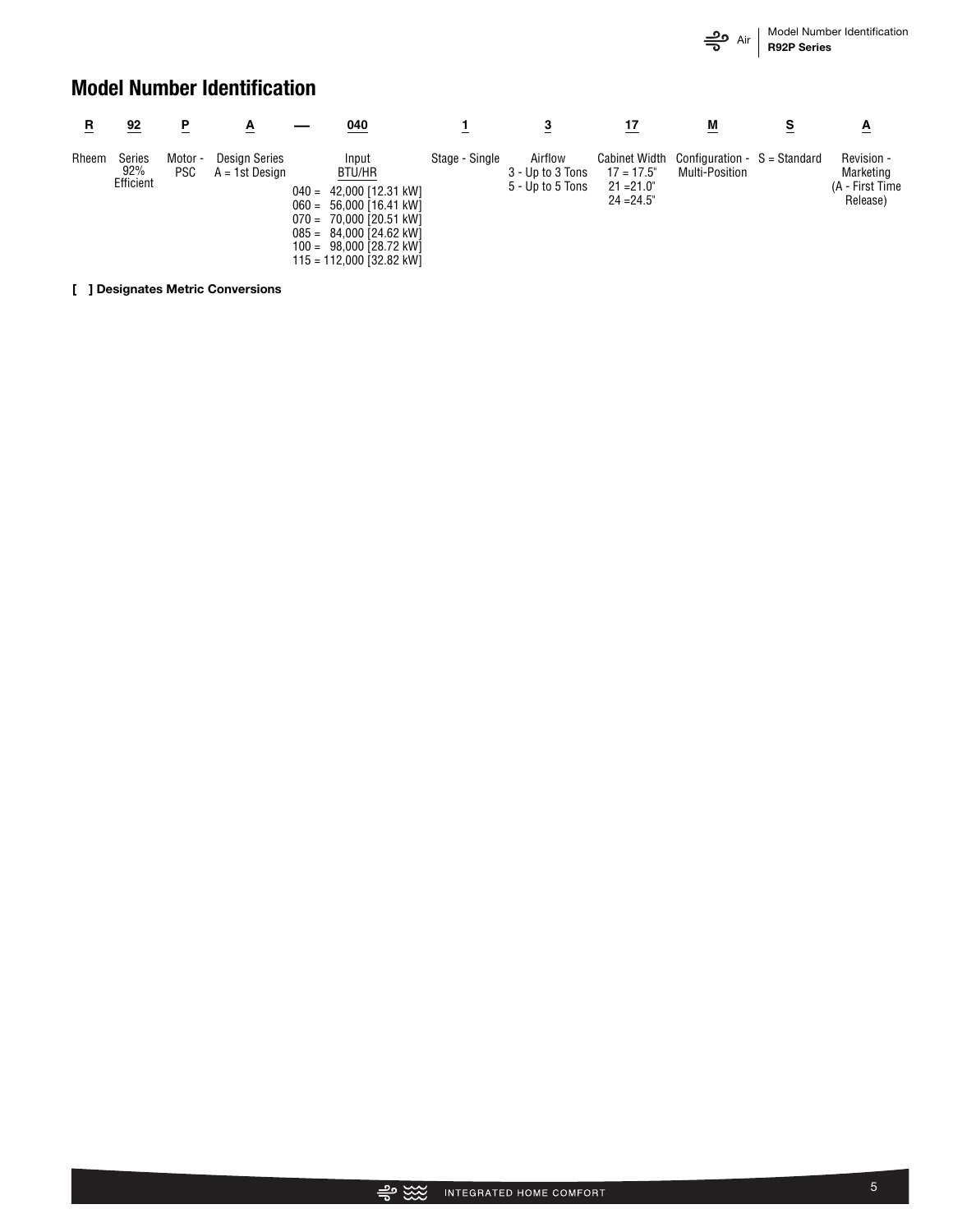# Model Number Identification

| R | 92 | P | A | — | 040 | 1 | 3 | 17 | M | S | A |
|---|---|---|---|---|---|---|---|---|---|---|---|
| Rheem | Series 92% Efficient | Motor - PSC | Design Series A = 1st Design | | Input BTU/HR<br>040 = 42,000 [12.31 kW]<br>060 = 56,000 [16.41 kW]<br>070 = 70,000 [20.51 kW]<br>085 = 84,000 [24.62 kW]<br>100 = 98,000 [28.72 kW]<br>115 = 112,000 [32.82 kW] | Stage - Single | Airflow<br>3 - Up to 3 Tons<br>5 - Up to 5 Tons | Cabinet Width<br>17 = 17.5"<br>21 =21.0"<br>24 =24.5" | Configuration - Multi-Position | S = Standard | Revision - Marketing (A - First Time Release) |

**[ ] Designates Metric Conversions**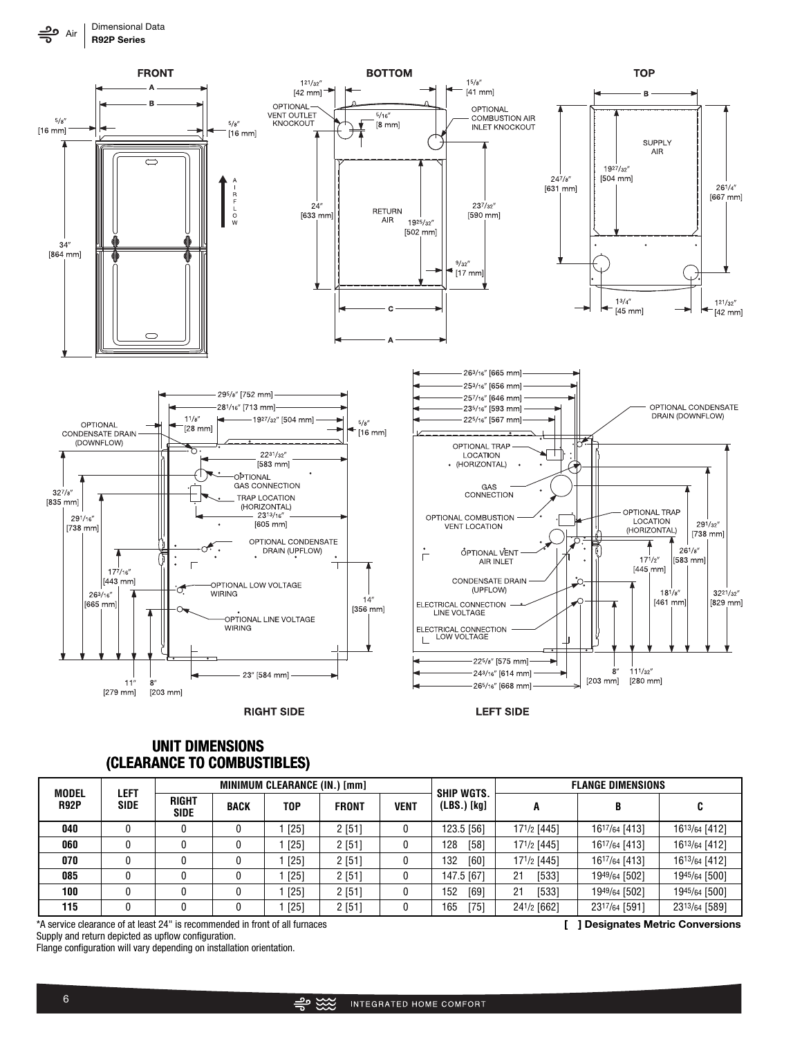## UNIT DIMENSIONS (CLEARANCE TO COMBUSTIBLES)

| MODEL R92P | LEFT SIDE | MINIMUM CLEARANCE (IN.) [mm] | | | | | SHIP WGTS. (LBS.) [kg] | FLANGE DIMENSIONS | | |
|---|---|---|---|---|---|---|---|---|---|---|
| | | RIGHT SIDE | BACK | TOP | FRONT | VENT | | A | B | C |
| 040 | 0 | 0 | 0 | 1 [25] | 2 [51] | 0 | 123.5 [56] | 17 1/2 [445] | 16 17/64 [413] | 16 13/64 [412] |
| 060 | 0 | 0 | 0 | 1 [25] | 2 [51] | 0 | 128 [58] | 17 1/2 [445] | 16 17/64 [413] | 16 13/64 [412] |
| 070 | 0 | 0 | 0 | 1 [25] | 2 [51] | 0 | 132 [60] | 17 1/2 [445] | 16 17/64 [413] | 16 13/64 [412] |
| 085 | 0 | 0 | 0 | 1 [25] | 2 [51] | 0 | 147.5 [67] | 21 [533] | 19 49/64 [502] | 19 45/64 [500] |
| 100 | 0 | 0 | 0 | 1 [25] | 2 [51] | 0 | 152 [69] | 21 [533] | 19 49/64 [502] | 19 45/64 [500] |
| 115 | 0 | 0 | 0 | 1 [25] | 2 [51] | 0 | 165 [75] | 24 1/2 [662] | 23 17/64 [591] | 23 13/64 [589] |

*A service clearance of at least 24" is recommended in front of all furnaces

Supply and return depicted as upflow configuration.

Flange configuration will vary depending on installation orientation.

**[ ] Designates Metric Conversions**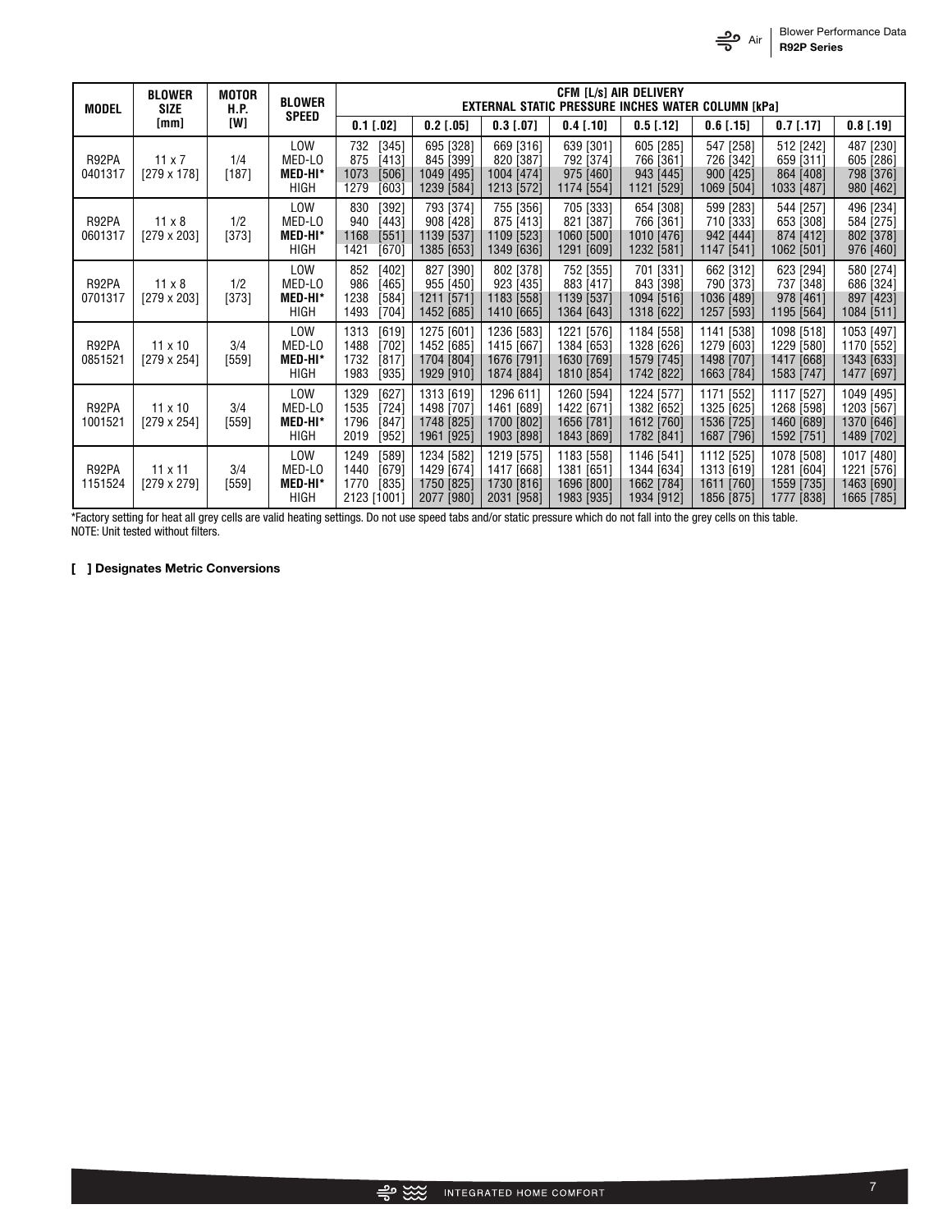| MODEL | BLOWER SIZE [mm] | MOTOR H.P. [W] | BLOWER SPEED | CFM [L/s] AIR DELIVERY EXTERNAL STATIC PRESSURE INCHES WATER COLUMN [kPa] | | | | | | | |
|---|---|---|---|---|---|---|---|---|---|---|---|
| | | | | 0.1 [.02] | 0.2 [.05] | 0.3 [.07] | 0.4 [.10] | 0.5 [.12] | 0.6 [.15] | 0.7 [.17] | 0.8 [.19] |
| R92PA 0401317 | 11 x 7 [279 x 178] | 1/4 [187] | LOW | 732 [345] | 695 [328] | 669 [316] | 639 [301] | 605 [285] | 547 [258] | 512 [242] | 487 [230] |
| | | | MED-LO | 875 [413] | 845 [399] | 820 [387] | 792 [374] | 766 [361] | 726 [342] | 659 [311] | 605 [286] |
| | | | **MED-HI*** | 1073 [506] | 1049 [495] | 1004 [474] | 975 [460] | 943 [445] | 900 [425] | 864 [408] | 798 [376] |
| | | | HIGH | 1279 [603] | 1239 [584] | 1213 [572] | 1174 [554] | 1121 [529] | 1069 [504] | 1033 [487] | 980 [462] |
| R92PA 0601317 | 11 x 8 [279 x 203] | 1/2 [373] | LOW | 830 [392] | 793 [374] | 755 [356] | 705 [333] | 654 [308] | 599 [283] | 544 [257] | 496 [234] |
| | | | MED-LO | 940 [443] | 908 [428] | 875 [413] | 821 [387] | 766 [361] | 710 [333] | 653 [308] | 584 [275] |
| | | | **MED-HI*** | 1168 [551] | 1139 [537] | 1109 [523] | 1060 [500] | 1010 [476] | 942 [444] | 874 [412] | 802 [378] |
| | | | HIGH | 1421 [670] | 1385 [653] | 1349 [636] | 1291 [609] | 1232 [581] | 1147 [541] | 1062 [501] | 976 [460] |
| R92PA 0701317 | 11 x 8 [279 x 203] | 1/2 [373] | LOW | 852 [402] | 827 [390] | 802 [378] | 752 [355] | 701 [331] | 662 [312] | 623 [294] | 580 [274] |
| | | | MED-LO | 986 [465] | 955 [450] | 923 [435] | 883 [417] | 843 [398] | 790 [373] | 737 [348] | 686 [324] |
| | | | **MED-HI*** | 1238 [584] | 1211 [571] | 1183 [558] | 1139 [537] | 1094 [516] | 1036 [489] | 978 [461] | 897 [423] |
| | | | HIGH | 1493 [704] | 1452 [685] | 1410 [665] | 1364 [643] | 1318 [622] | 1257 [593] | 1195 [564] | 1084 [511] |
| R92PA 0851521 | 11 x 10 [279 x 254] | 3/4 [559] | LOW | 1313 [619] | 1275 [601] | 1236 [583] | 1221 [576] | 1184 [558] | 1141 [538] | 1098 [518] | 1053 [497] |
| | | | MED-LO | 1488 [702] | 1452 [685] | 1415 [667] | 1384 [653] | 1328 [626] | 1279 [603] | 1229 [580] | 1170 [552] |
| | | | **MED-HI*** | 1732 [817] | 1704 [804] | 1676 [791] | 1630 [769] | 1579 [745] | 1498 [707] | 1417 [668] | 1343 [633] |
| | | | HIGH | 1983 [935] | 1929 [910] | 1874 [884] | 1810 [854] | 1742 [822] | 1663 [784] | 1583 [747] | 1477 [697] |
| R92PA 1001521 | 11 x 10 [279 x 254] | 3/4 [559] | LOW | 1329 [627] | 1313 [619] | 1296 611] | 1260 [594] | 1224 [577] | 1171 [552] | 1117 [527] | 1049 [495] |
| | | | MED-LO | 1535 [724] | 1498 [707] | 1461 [689] | 1422 [671] | 1382 [652] | 1325 [625] | 1268 [598] | 1203 [567] |
| | | | **MED-HI*** | 1796 [847] | 1748 [825] | 1700 [802] | 1656 [781] | 1612 [760] | 1536 [725] | 1460 [689] | 1370 [646] |
| | | | HIGH | 2019 [952] | 1961 [925] | 1903 [898] | 1843 [869] | 1782 [841] | 1687 [796] | 1592 [751] | 1489 [702] |
| R92PA 1151524 | 11 x 11 [279 x 279] | 3/4 [559] | LOW | 1249 [589] | 1234 [582] | 1219 [575] | 1183 [558] | 1146 [541] | 1112 [525] | 1078 [508] | 1017 [480] |
| | | | MED-LO | 1440 [679] | 1429 [674] | 1417 [668] | 1381 [651] | 1344 [634] | 1313 [619] | 1281 [604] | 1221 [576] |
| | | | **MED-HI*** | 1770 [835] | 1750 [825] | 1730 [816] | 1696 [800] | 1662 [784] | 1611 [760] | 1559 [735] | 1463 [690] |
| | | | HIGH | 2123 [1001] | 2077 [980] | 2031 [958] | 1983 [935] | 1934 [912] | 1856 [875] | 1777 [838] | 1665 [785] |

*Factory setting for heat all grey cells are valid heating settings. Do not use speed tabs and/or static pressure which do not fall into the grey cells on this table.
NOTE: Unit tested without filters.

**[ ] Designates Metric Conversions**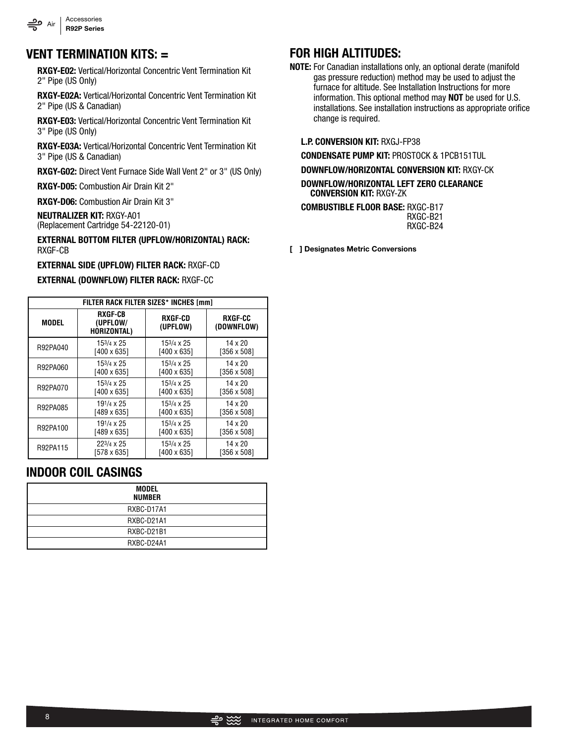## VENT TERMINATION KITS: =

**RXGY-E02:** Vertical/Horizontal Concentric Vent Termination Kit 2" Pipe (US Only)

**RXGY-E02A:** Vertical/Horizontal Concentric Vent Termination Kit 2" Pipe (US & Canadian)

**RXGY-E03:** Vertical/Horizontal Concentric Vent Termination Kit 3" Pipe (US Only)

**RXGY-E03A:** Vertical/Horizontal Concentric Vent Termination Kit 3" Pipe (US & Canadian)

**RXGY-G02:** Direct Vent Furnace Side Wall Vent 2" or 3" (US Only)

**RXGY-D05:** Combustion Air Drain Kit 2"

**RXGY-D06:** Combustion Air Drain Kit 3"

**NEUTRALIZER KIT:** RXGY-A01
(Replacement Cartridge 54-22120-01)

**EXTERNAL BOTTOM FILTER (UPFLOW/HORIZONTAL) RACK:** RXGF-CB

**EXTERNAL SIDE (UPFLOW) FILTER RACK:** RXGF-CD

**EXTERNAL (DOWNFLOW) FILTER RACK:** RXGF-CC

| FILTER RACK FILTER SIZES* INCHES [mm] | | | |
|---|---|---|---|
| MODEL | RXGF-CB (UPFLOW/ HORIZONTAL) | RXGF-CD (UPFLOW) | RXGF-CC (DOWNFLOW) |
| R92PA040 | 15 3/4 x 25 [400 x 635] | 15 3/4 x 25 [400 x 635] | 14 x 20 [356 x 508] |
| R92PA060 | 15 3/4 x 25 [400 x 635] | 15 3/4 x 25 [400 x 635] | 14 x 20 [356 x 508] |
| R92PA070 | 15 3/4 x 25 [400 x 635] | 15 3/4 x 25 [400 x 635] | 14 x 20 [356 x 508] |
| R92PA085 | 19 1/4 x 25 [489 x 635] | 15 3/4 x 25 [400 x 635] | 14 x 20 [356 x 508] |
| R92PA100 | 19 1/4 x 25 [489 x 635] | 15 3/4 x 25 [400 x 635] | 14 x 20 [356 x 508] |
| R92PA115 | 22 3/4 x 25 [578 x 635] | 15 3/4 x 25 [400 x 635] | 14 x 20 [356 x 508] |

## INDOOR COIL CASINGS

| MODEL NUMBER |
|---|
| RXBC-D17A1 |
| RXBC-D21A1 |
| RXBC-D21B1 |
| RXBC-D24A1 |

## FOR HIGH ALTITUDES:

**NOTE:** For Canadian installations only, an optional derate (manifold gas pressure reduction) method may be used to adjust the furnace for altitude. See Installation Instructions for more information. This optional method may **NOT** be used for U.S. installations. See installation instructions as appropriate orifice change is required.

**L.P. CONVERSION KIT:** RXGJ-FP38

**CONDENSATE PUMP KIT:** PROSTOCK & 1PCB151TUL

**DOWNFLOW/HORIZONTAL CONVERSION KIT:** RXGY-CK

**DOWNFLOW/HORIZONTAL LEFT ZERO CLEARANCE CONVERSION KIT:** RXGY-ZK

**COMBUSTIBLE FLOOR BASE:** RXGC-B17
RXGC-B21
RXGC-B24

**[ ] Designates Metric Conversions**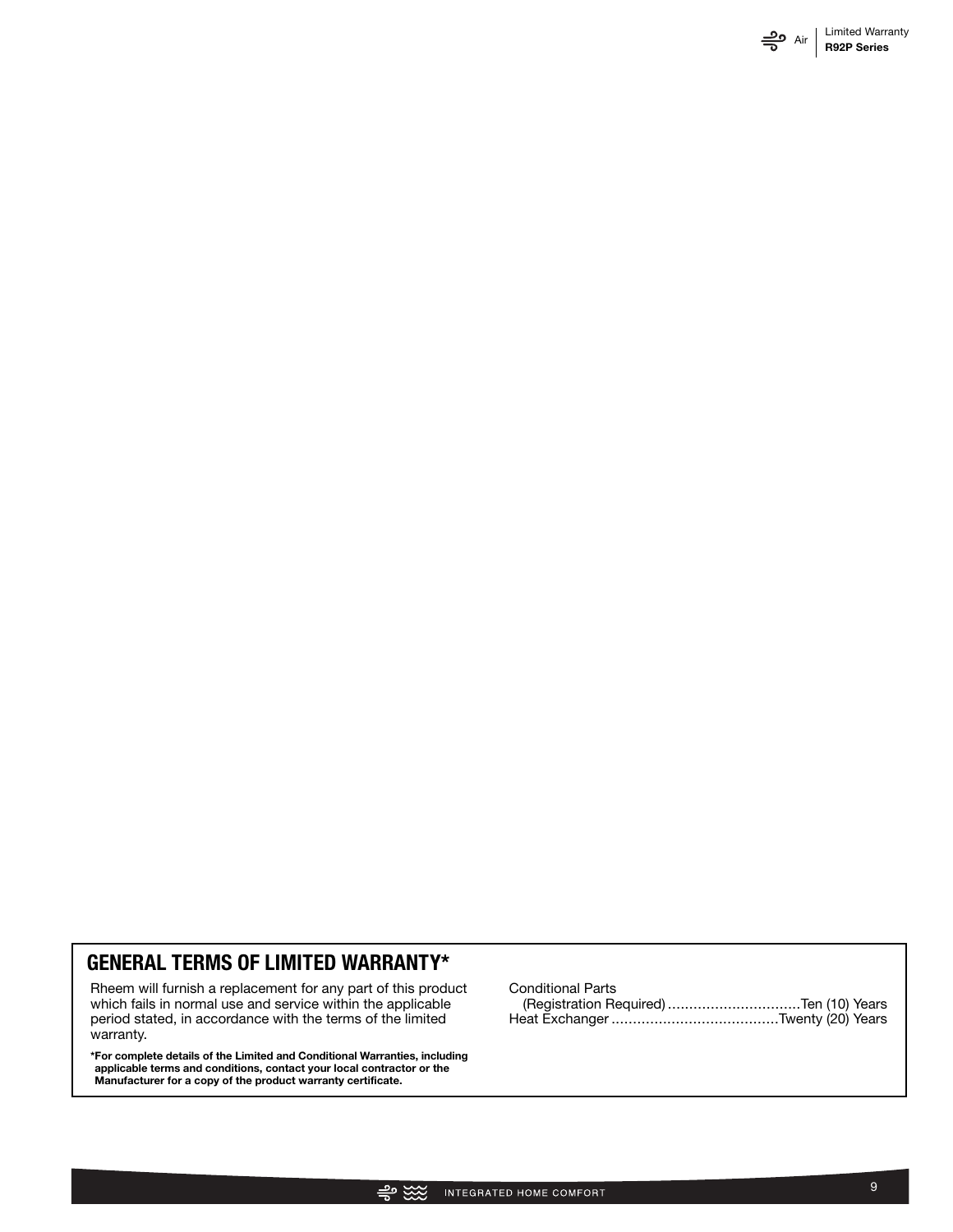## GENERAL TERMS OF LIMITED WARRANTY*

Rheem will furnish a replacement for any part of this product which fails in normal use and service within the applicable period stated, in accordance with the terms of the limited warranty.

**\*For complete details of the Limited and Conditional Warranties, including applicable terms and conditions, contact your local contractor or the Manufacturer for a copy of the product warranty certificate.**

Conditional Parts
(Registration Required) ..............................Ten (10) Years
Heat Exchanger ......................................Twenty (20) Years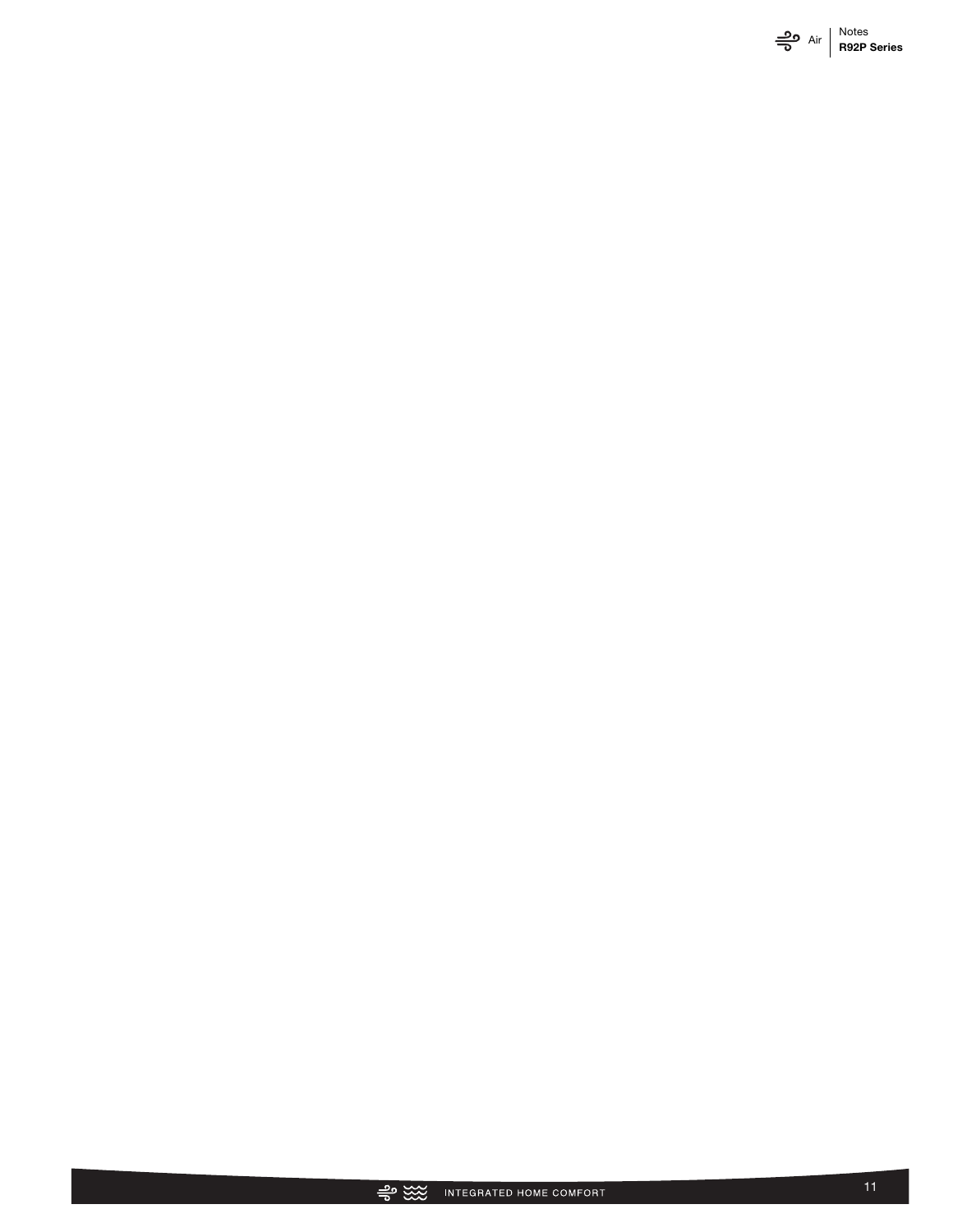# Notes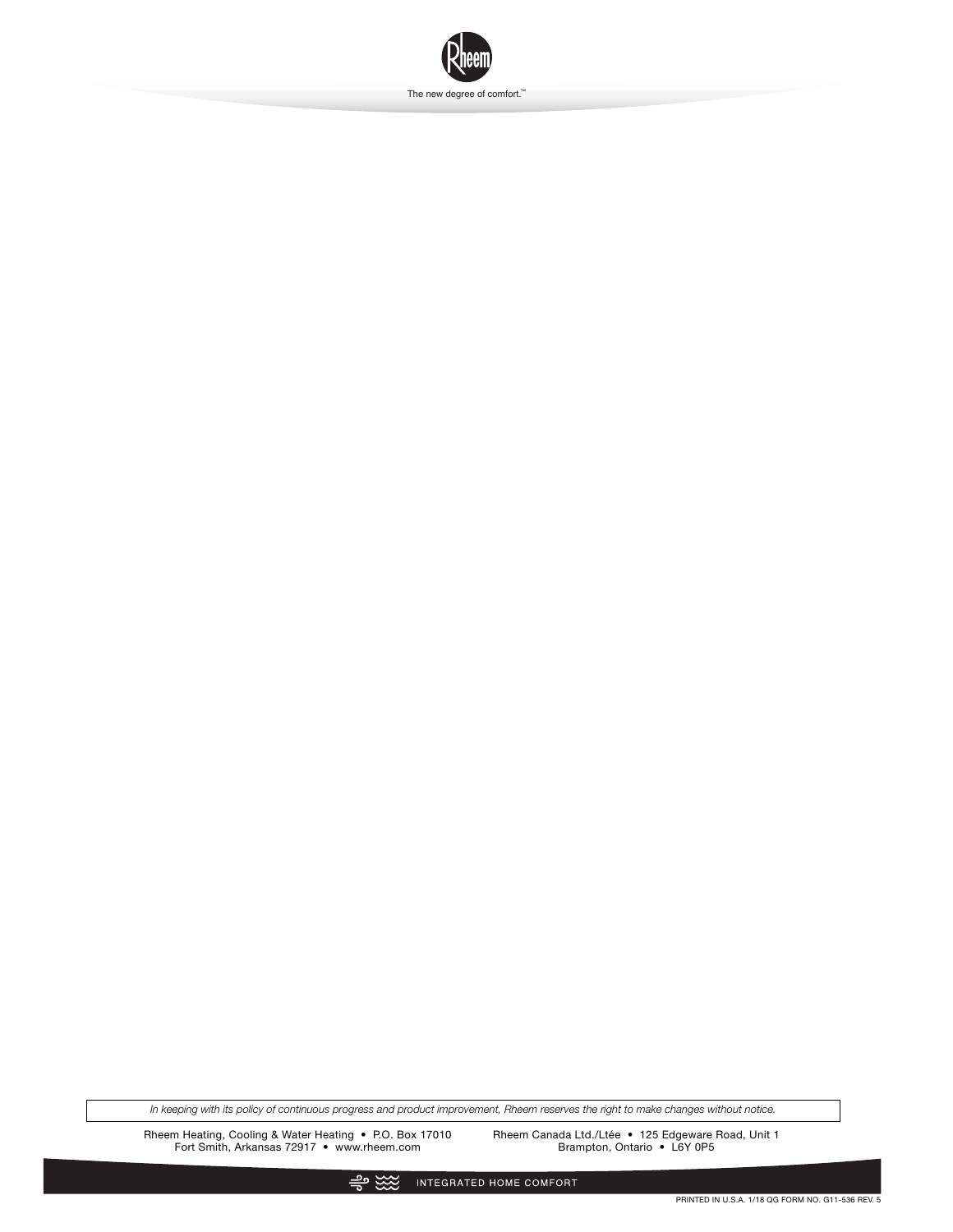The new degree of comfort.™

*In keeping with its policy of continuous progress and product improvement, Rheem reserves the right to make changes without notice.*

Rheem Heating, Cooling & Water Heating • P.O. Box 17010
Fort Smith, Arkansas 72917 • www.rheem.com

Rheem Canada Ltd./Ltée • 125 Edgeware Road, Unit 1
Brampton, Ontario • L6Y 0P5

INTEGRATED HOME COMFORT

PRINTED IN U.S.A. 1/18 QG FORM NO. G11-536 REV. 5